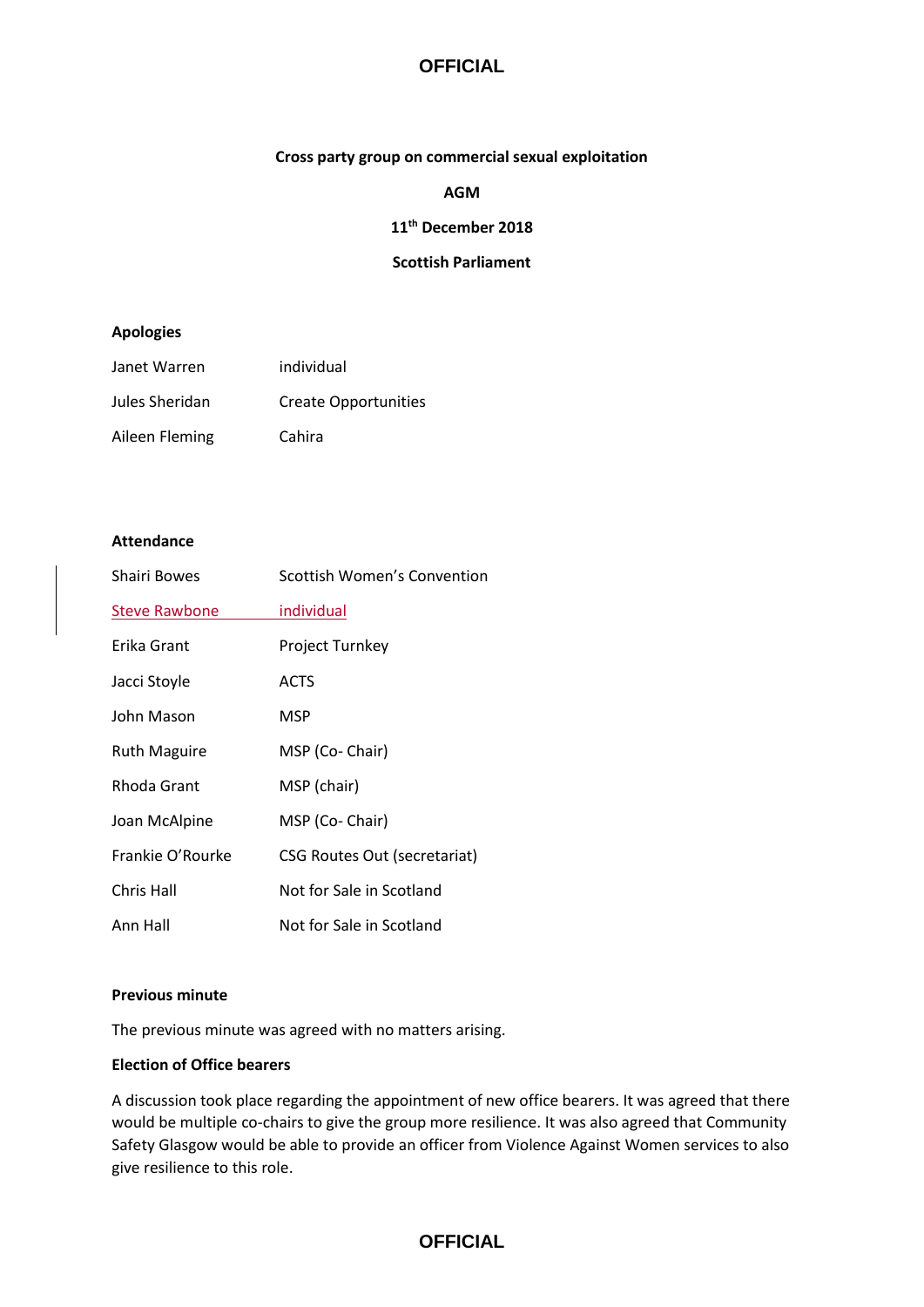**Cross party group on commercial sexual exploitation**

**AGM**

**11th December 2018**

**Scottish Parliament**

**Apologies**

| | |
|---|---|
| Janet Warren | individual |
| Jules Sheridan | Create Opportunities |
| Aileen Fleming | Cahira |

**Attendance**

| | |
|---|---|
| Shairi Bowes | Scottish Women's Convention |
| Steve Rawbone | individual |
| Erika Grant | Project Turnkey |
| Jacci Stoyle | ACTS |
| John Mason | MSP |
| Ruth Maguire | MSP (Co- Chair) |
| Rhoda Grant | MSP (chair) |
| Joan McAlpine | MSP (Co- Chair) |
| Frankie O'Rourke | CSG Routes Out (secretariat) |
| Chris Hall | Not for Sale in Scotland |
| Ann Hall | Not for Sale in Scotland |

**Previous minute**

The previous minute was agreed with no matters arising.

**Election of Office bearers**

A discussion took place regarding the appointment of new office bearers. It was agreed that there would be multiple co-chairs to give the group more resilience. It was also agreed that Community Safety Glasgow would be able to provide an officer from Violence Against Women services to also give resilience to this role.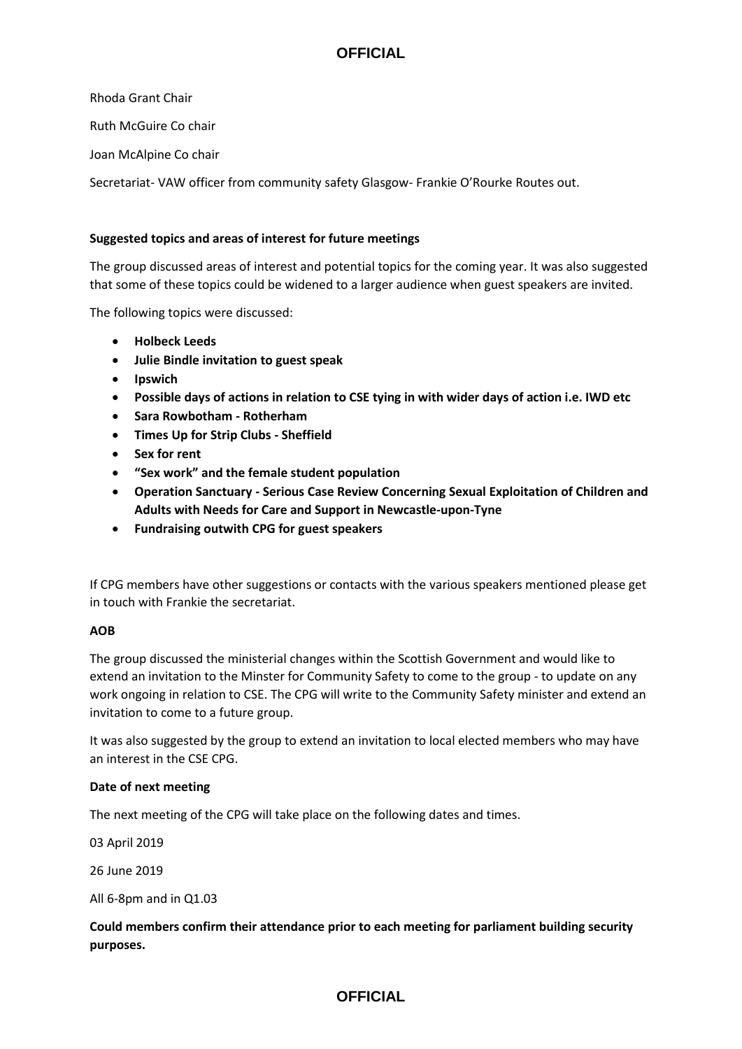Rhoda Grant Chair

Ruth McGuire Co chair

Joan McAlpine Co chair

Secretariat- VAW officer from community safety Glasgow- Frankie O'Rourke Routes out.

**Suggested topics and areas of interest for future meetings**

The group discussed areas of interest and potential topics for the coming year. It was also suggested that some of these topics could be widened to a larger audience when guest speakers are invited.

The following topics were discussed:

- **Holbeck Leeds**
- **Julie Bindle invitation to guest speak**
- **Ipswich**
- **Possible days of actions in relation to CSE tying in with wider days of action i.e. IWD etc**
- **Sara Rowbotham - Rotherham**
- **Times Up for Strip Clubs - Sheffield**
- **Sex for rent**
- **"Sex work" and the female student population**
- **Operation Sanctuary - Serious Case Review Concerning Sexual Exploitation of Children and Adults with Needs for Care and Support in Newcastle-upon-Tyne**
- **Fundraising outwith CPG for guest speakers**

If CPG members have other suggestions or contacts with the various speakers mentioned please get in touch with Frankie the secretariat.

**AOB**

The group discussed the ministerial changes within the Scottish Government and would like to extend an invitation to the Minster for Community Safety to come to the group - to update on any work ongoing in relation to CSE. The CPG will write to the Community Safety minister and extend an invitation to come to a future group.

It was also suggested by the group to extend an invitation to local elected members who may have an interest in the CSE CPG.

**Date of next meeting**

The next meeting of the CPG will take place on the following dates and times.

03 April 2019

26 June 2019

All 6-8pm and in Q1.03

**Could members confirm their attendance prior to each meeting for parliament building security purposes.**